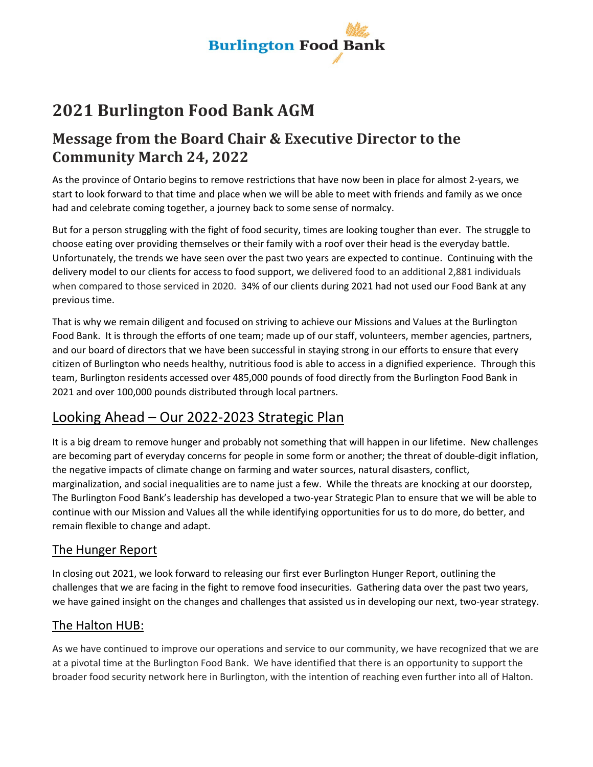Burlington Food Bank

# 2021 Burlington Food Bank AGM

## Message from the Board Chair & Executive Director to the Community March 24, 2022

As the province of Ontario begins to remove restrictions that have now been in place for almost 2-years, we start to look forward to that time and place when we will be able to meet with friends and family as we once had and celebrate coming together, a journey back to some sense of normalcy.

But for a person struggling with the fight of food security, times are looking tougher than ever. The struggle to choose eating over providing themselves or their family with a roof over their head is the everyday battle. Unfortunately, the trends we have seen over the past two years are expected to continue. Continuing with the delivery model to our clients for access to food support, we delivered food to an additional 2,881 individuals when compared to those serviced in 2020. 34% of our clients during 2021 had not used our Food Bank at any previous time.

That is why we remain diligent and focused on striving to achieve our Missions and Values at the Burlington Food Bank. It is through the efforts of one team; made up of our staff, volunteers, member agencies, partners, and our board of directors that we have been successful in staying strong in our efforts to ensure that every citizen of Burlington who needs healthy, nutritious food is able to access in a dignified experience. Through this team, Burlington residents accessed over 485,000 pounds of food directly from the Burlington Food Bank in 2021 and over 100,000 pounds distributed through local partners.

## Looking Ahead – Our 2022-2023 Strategic Plan

It is a big dream to remove hunger and probably not something that will happen in our lifetime. New challenges are becoming part of everyday concerns for people in some form or another; the threat of double-digit inflation, the negative impacts of climate change on farming and water sources, natural disasters, conflict, marginalization, and social inequalities are to name just a few. While the threats are knocking at our doorstep, The Burlington Food Bank's leadership has developed a two-year Strategic Plan to ensure that we will be able to continue with our Mission and Values all the while identifying opportunities for us to do more, do better, and remain flexible to change and adapt.

### The Hunger Report

In closing out 2021, we look forward to releasing our first ever Burlington Hunger Report, outlining the challenges that we are facing in the fight to remove food insecurities. Gathering data over the past two years, we have gained insight on the changes and challenges that assisted us in developing our next, two-year strategy.

### The Halton HUB:

As we have continued to improve our operations and service to our community, we have recognized that we are at a pivotal time at the Burlington Food Bank. We have identified that there is an opportunity to support the broader food security network here in Burlington, with the intention of reaching even further into all of Halton.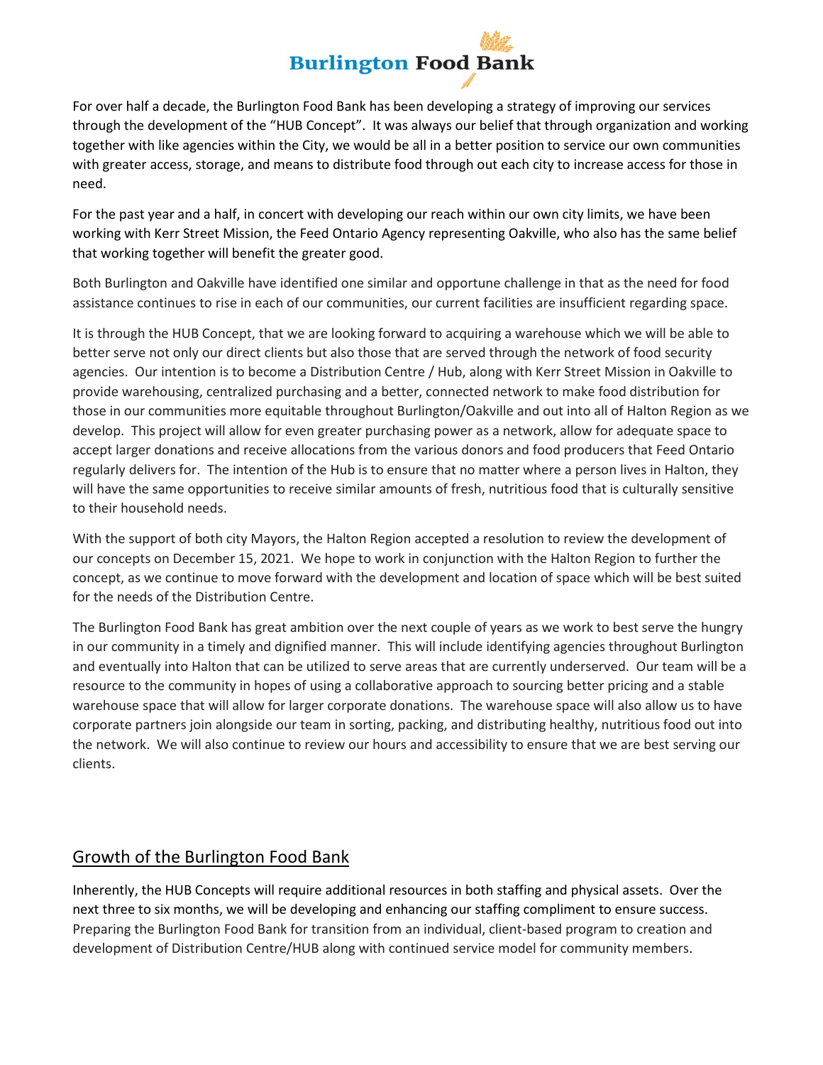For over half a decade, the Burlington Food Bank has been developing a strategy of improving our services through the development of the "HUB Concept". It was always our belief that through organization and working together with like agencies within the City, we would be all in a better position to service our own communities with greater access, storage, and means to distribute food through out each city to increase access for those in need.

For the past year and a half, in concert with developing our reach within our own city limits, we have been working with Kerr Street Mission, the Feed Ontario Agency representing Oakville, who also has the same belief that working together will benefit the greater good.

Both Burlington and Oakville have identified one similar and opportune challenge in that as the need for food assistance continues to rise in each of our communities, our current facilities are insufficient regarding space.

It is through the HUB Concept, that we are looking forward to acquiring a warehouse which we will be able to better serve not only our direct clients but also those that are served through the network of food security agencies. Our intention is to become a Distribution Centre / Hub, along with Kerr Street Mission in Oakville to provide warehousing, centralized purchasing and a better, connected network to make food distribution for those in our communities more equitable throughout Burlington/Oakville and out into all of Halton Region as we develop. This project will allow for even greater purchasing power as a network, allow for adequate space to accept larger donations and receive allocations from the various donors and food producers that Feed Ontario regularly delivers for. The intention of the Hub is to ensure that no matter where a person lives in Halton, they will have the same opportunities to receive similar amounts of fresh, nutritious food that is culturally sensitive to their household needs.

With the support of both city Mayors, the Halton Region accepted a resolution to review the development of our concepts on December 15, 2021. We hope to work in conjunction with the Halton Region to further the concept, as we continue to move forward with the development and location of space which will be best suited for the needs of the Distribution Centre.

The Burlington Food Bank has great ambition over the next couple of years as we work to best serve the hungry in our community in a timely and dignified manner. This will include identifying agencies throughout Burlington and eventually into Halton that can be utilized to serve areas that are currently underserved. Our team will be a resource to the community in hopes of using a collaborative approach to sourcing better pricing and a stable warehouse space that will allow for larger corporate donations. The warehouse space will also allow us to have corporate partners join alongside our team in sorting, packing, and distributing healthy, nutritious food out into the network. We will also continue to review our hours and accessibility to ensure that we are best serving our clients.

## Growth of the Burlington Food Bank

Inherently, the HUB Concepts will require additional resources in both staffing and physical assets. Over the next three to six months, we will be developing and enhancing our staffing compliment to ensure success. Preparing the Burlington Food Bank for transition from an individual, client-based program to creation and development of Distribution Centre/HUB along with continued service model for community members.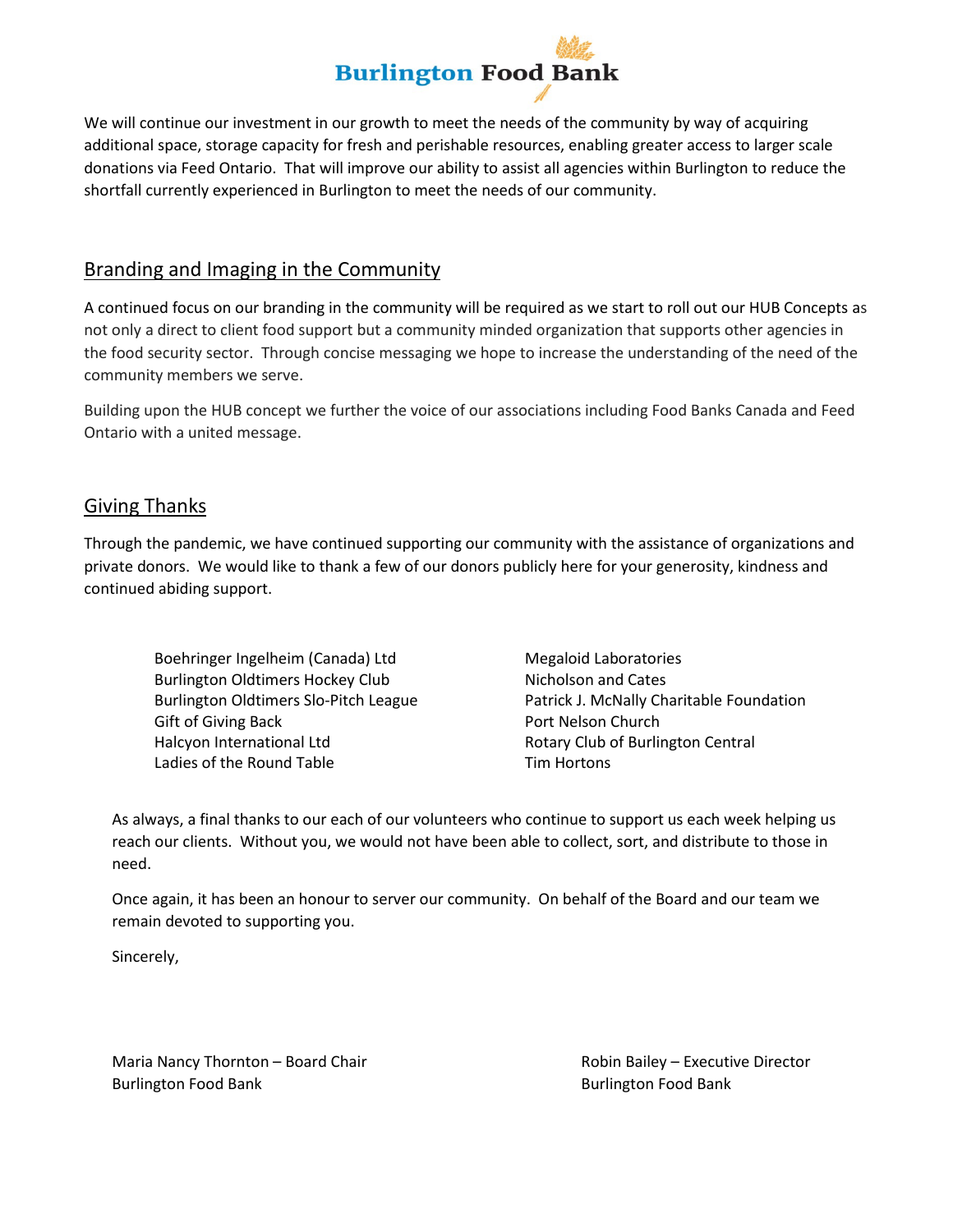We will continue our investment in our growth to meet the needs of the community by way of acquiring additional space, storage capacity for fresh and perishable resources, enabling greater access to larger scale donations via Feed Ontario. That will improve our ability to assist all agencies within Burlington to reduce the shortfall currently experienced in Burlington to meet the needs of our community.

## Branding and Imaging in the Community

A continued focus on our branding in the community will be required as we start to roll out our HUB Concepts as not only a direct to client food support but a community minded organization that supports other agencies in the food security sector. Through concise messaging we hope to increase the understanding of the need of the community members we serve.

Building upon the HUB concept we further the voice of our associations including Food Banks Canada and Feed Ontario with a united message.

## Giving Thanks

Through the pandemic, we have continued supporting our community with the assistance of organizations and private donors. We would like to thank a few of our donors publicly here for your generosity, kindness and continued abiding support.

- Boehringer Ingelheim (Canada) Ltd
- Burlington Oldtimers Hockey Club
- Burlington Oldtimers Slo-Pitch League
- Gift of Giving Back
- Halcyon International Ltd
- Ladies of the Round Table
- Megaloid Laboratories
- Nicholson and Cates
- Patrick J. McNally Charitable Foundation
- Port Nelson Church
- Rotary Club of Burlington Central
- Tim Hortons

As always, a final thanks to our each of our volunteers who continue to support us each week helping us reach our clients. Without you, we would not have been able to collect, sort, and distribute to those in need.

Once again, it has been an honour to server our community. On behalf of the Board and our team we remain devoted to supporting you.

Sincerely,

Maria Nancy Thornton – Board Chair
Burlington Food Bank

Robin Bailey – Executive Director
Burlington Food Bank